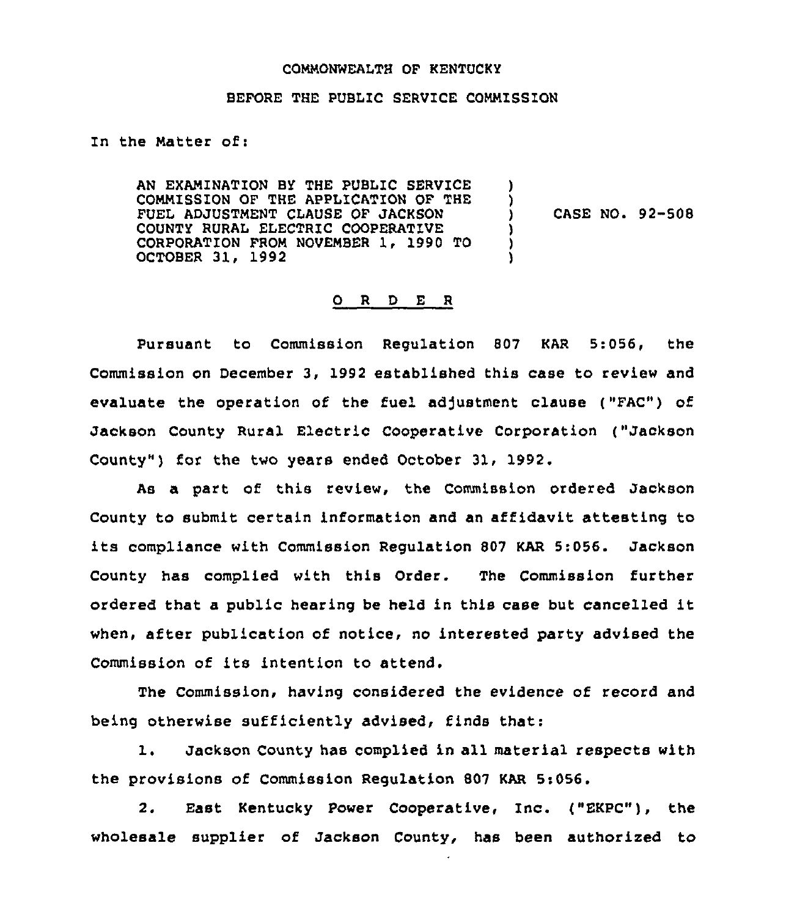COMMONWEALTH OF KENTUCKY

BEFORE THE PUBLIC SERVICE COMMISSION

In the Matter of:

| | | |
|---|---|---|
| AN EXAMINATION BY THE PUBLIC SERVICE COMMISSION OF THE APPLICATION OF THE FUEL ADJUSTMENT CLAUSE OF JACKSON COUNTY RURAL ELECTRIC COOPERATIVE CORPORATION FROM NOVEMBER 1, 1990 TO OCTOBER 31, 1992 | ) | CASE NO. 92-508 |

O R D E R

Pursuant to Commission Regulation 807 KAR 5:056, the Commission on December 3, 1992 established this case to review and evaluate the operation of the fuel adjustment clause ("FAC") of Jackson County Rural Electric Cooperative Corporation ("Jackson County") for the two years ended October 31, 1992.

As a part of this review, the Commission ordered Jackson County to submit certain information and an affidavit attesting to its compliance with Commission Regulation 807 KAR 5:056. Jackson County has complied with this Order. The Commission further ordered that a public hearing be held in this case but cancelled it when, after publication of notice, no interested party advised the Commission of its intention to attend.

The Commission, having considered the evidence of record and being otherwise sufficiently advised, finds that:

1. Jackson County has complied in all material respects with the provisions of Commission Regulation 807 KAR 5:056.

2. East Kentucky Power Cooperative, Inc. ("EKPC"), the wholesale supplier of Jackson County, has been authorized to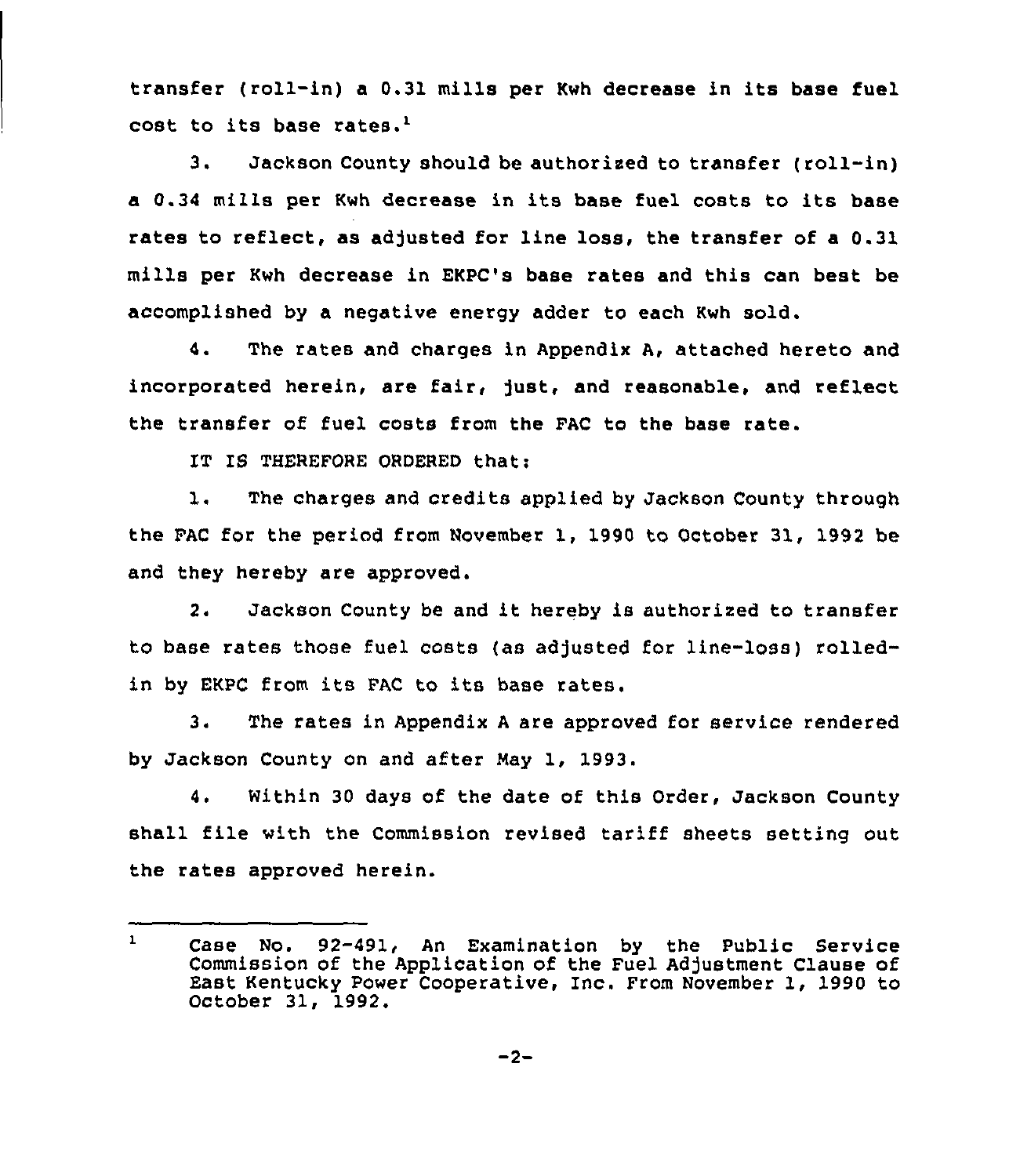transfer (roll-in) a 0.31 mills per Kwh decrease in its base fuel cost to its base rates.[1]

3. Jackson County should be authorized to transfer (roll-in) a 0.34 mills per Kwh decrease in its base fuel costs to its base rates to reflect, as adjusted for line loss, the transfer of a 0.31 mills per Kwh decrease in EKPC's base rates and this can best be accomplished by a negative energy adder to each Kwh sold.

4. The rates and charges in Appendix A, attached hereto and incorporated herein, are fair, just, and reasonable, and reflect the transfer of fuel costs from the FAC to the base rate.

IT IS THEREFORE ORDERED that:

1. The charges and credits applied by Jackson County through the FAC for the period from November 1, 1990 to October 31, 1992 be and they hereby are approved.

2. Jackson County be and it hereby is authorized to transfer to base rates those fuel costs (as adjusted for line-loss) rolled-in by EKPC from its FAC to its base rates.

3. The rates in Appendix A are approved for service rendered by Jackson County on and after May 1, 1993.

4. Within 30 days of the date of this Order, Jackson County shall file with the Commission revised tariff sheets setting out the rates approved herein.

---

[1] Case No. 92-491, An Examination by the Public Service Commission of the Application of the Fuel Adjustment Clause of East Kentucky Power Cooperative, Inc. From November 1, 1990 to October 31, 1992.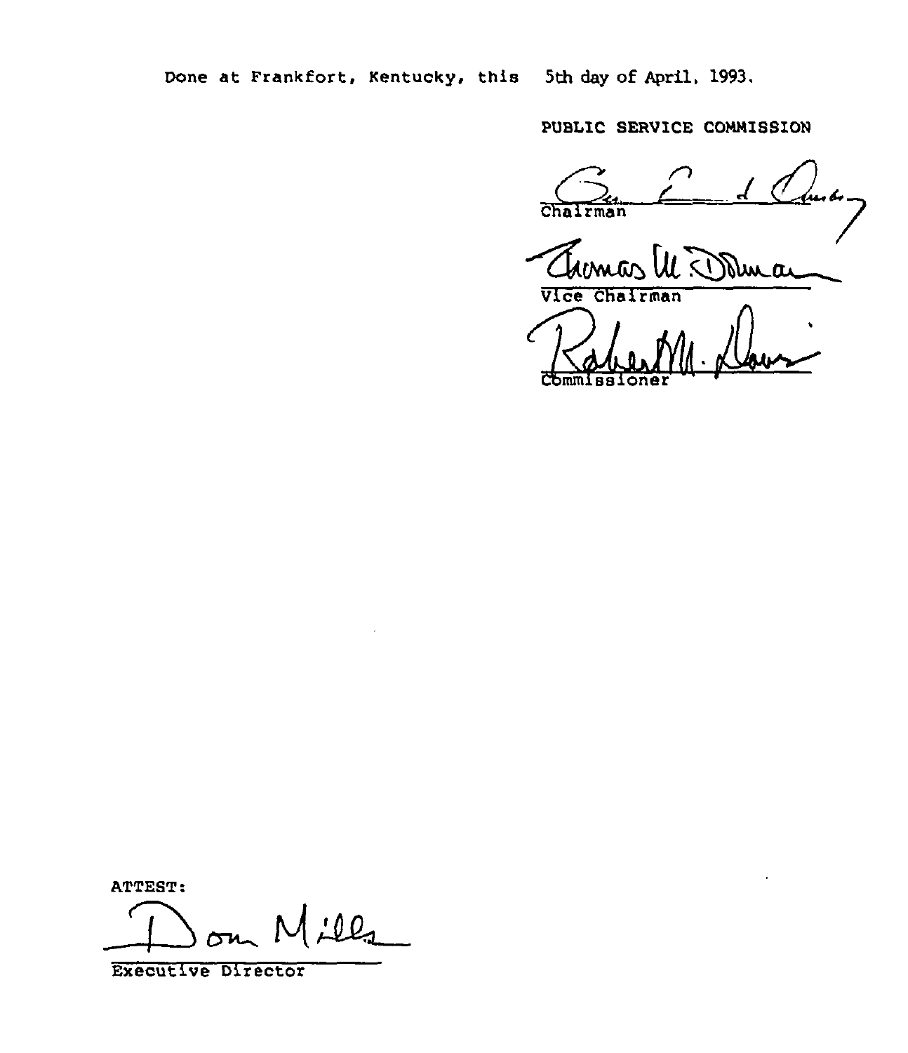Done at Frankfort, Kentucky, this 5th day of April, 1993.

PUBLIC SERVICE COMMISSION

Chairman

Vice Chairman

Commissioner

ATTEST:

Executive Director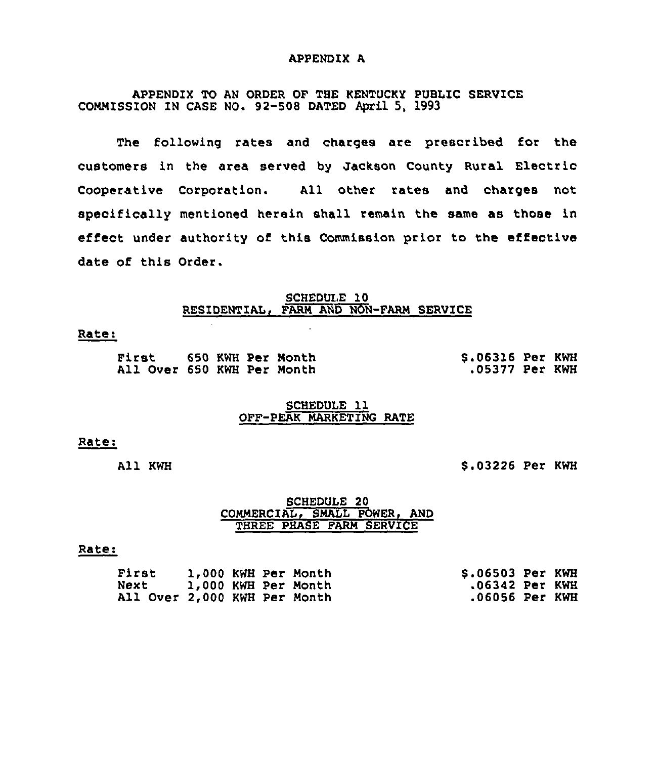# APPENDIX A

APPENDIX TO AN ORDER OF THE KENTUCKY PUBLIC SERVICE COMMISSION IN CASE NO. 92-508 DATED April 5, 1993

The following rates and charges are prescribed for the customers in the area served by Jackson County Rural Electric Cooperative Corporation. All other rates and charges not specifically mentioned herein shall remain the same as those in effect under authority of this Commission prior to the effective date of this Order.

## SCHEDULE 10
## RESIDENTIAL, FARM AND NON-FARM SERVICE

Rate:

| | |
|---|---|
| First 650 KWH Per Month | $.06316 Per KWH |
| All Over 650 KWH Per Month | .05377 Per KWH |

## SCHEDULE 11
## OFF-PEAK MARKETING RATE

Rate:

| | |
|---|---|
| All KWH | $.03226 Per KWH |

## SCHEDULE 20
## COMMERCIAL, SMALL POWER, AND THREE PHASE FARM SERVICE

Rate:

| | |
|---|---|
| First 1,000 KWH Per Month | $.06503 Per KWH |
| Next 1,000 KWH Per Month | .06342 Per KWH |
| All Over 2,000 KWH Per Month | .06056 Per KWH |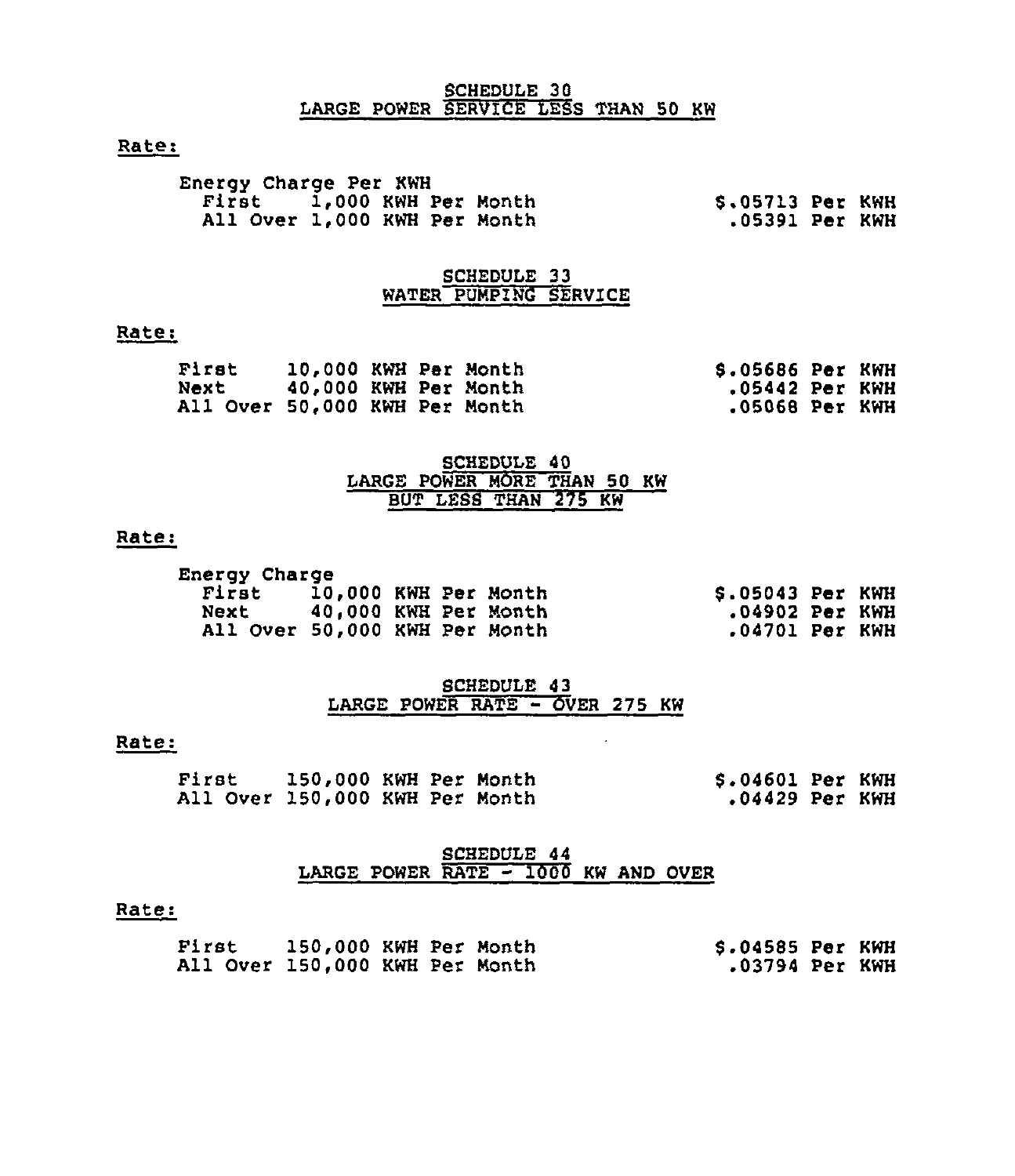## SCHEDULE 30
## LARGE POWER SERVICE LESS THAN 50 KW

**Rate:**

| Energy Charge Per KWH | |
|---|---|
| First 1,000 KWH Per Month | $.05713 Per KWH |
| All Over 1,000 KWH Per Month | .05391 Per KWH |

## SCHEDULE 33
## WATER PUMPING SERVICE

**Rate:**

| | |
|---|---|
| First 10,000 KWH Per Month | $.05686 Per KWH |
| Next 40,000 KWH Per Month | .05442 Per KWH |
| All Over 50,000 KWH Per Month | .05068 Per KWH |

## SCHEDULE 40
## LARGE POWER MORE THAN 50 KW BUT LESS THAN 275 KW

**Rate:**

| Energy Charge | |
|---|---|
| First 10,000 KWH Per Month | $.05043 Per KWH |
| Next 40,000 KWH Per Month | .04902 Per KWH |
| All Over 50,000 KWH Per Month | .04701 Per KWH |

## SCHEDULE 43
## LARGE POWER RATE - OVER 275 KW

**Rate:**

| | |
|---|---|
| First 150,000 KWH Per Month | $.04601 Per KWH |
| All Over 150,000 KWH Per Month | .04429 Per KWH |

## SCHEDULE 44
## LARGE POWER RATE - 1000 KW AND OVER

**Rate:**

| | |
|---|---|
| First 150,000 KWH Per Month | $.04585 Per KWH |
| All Over 150,000 KWH Per Month | .03794 Per KWH |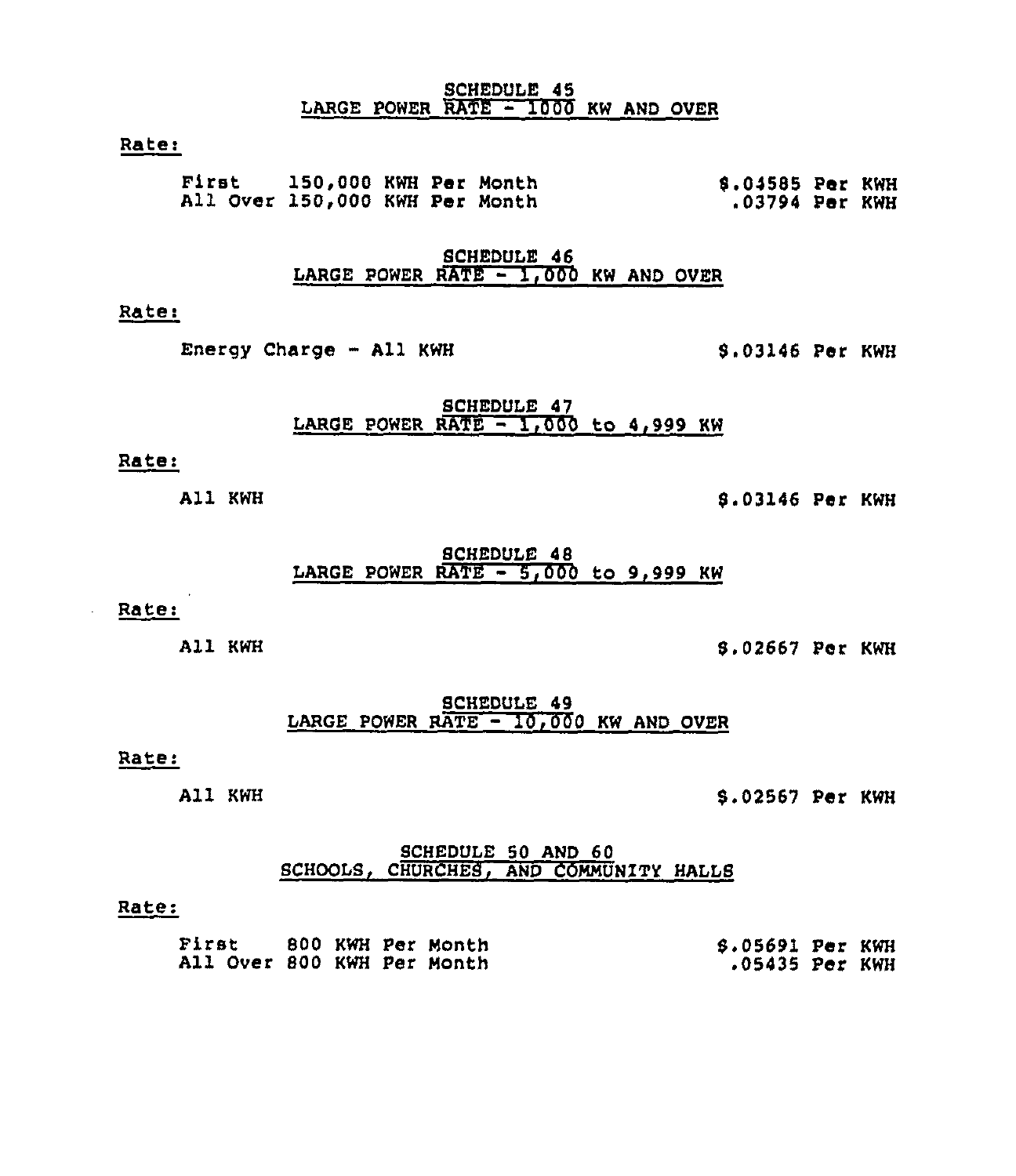## SCHEDULE 45
## LARGE POWER RATE - 1000 KW AND OVER

Rate:

| | |
|---|---|
| First 150,000 KWH Per Month | $.04585 Per KWH |
| All Over 150,000 KWH Per Month | .03794 Per KWH |

## SCHEDULE 46
## LARGE POWER RATE - 1,000 KW AND OVER

Rate:

| | |
|---|---|
| Energy Charge - All KWH | $.03146 Per KWH |

## SCHEDULE 47
## LARGE POWER RATE - 1,000 to 4,999 KW

Rate:

| | |
|---|---|
| All KWH | $.03146 Per KWH |

## SCHEDULE 48
## LARGE POWER RATE - 5,000 to 9,999 KW

Rate:

| | |
|---|---|
| All KWH | $.02667 Per KWH |

## SCHEDULE 49
## LARGE POWER RATE - 10,000 KW AND OVER

Rate:

| | |
|---|---|
| All KWH | $.02567 Per KWH |

## SCHEDULE 50 AND 60
## SCHOOLS, CHURCHES, AND COMMUNITY HALLS

Rate:

| | |
|---|---|
| First 800 KWH Per Month | $.05691 Per KWH |
| All Over 800 KWH Per Month | .05435 Per KWH |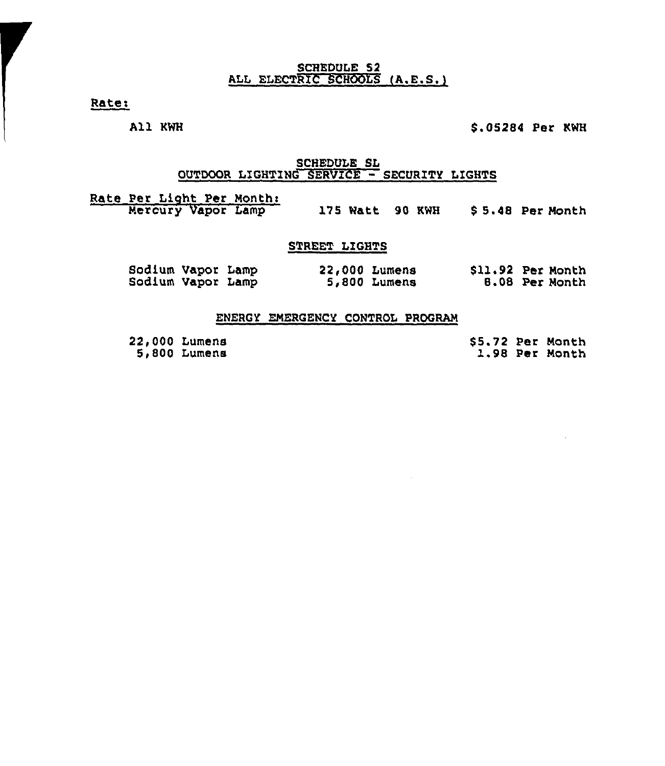## SCHEDULE S2
## ALL ELECTRIC SCHOOLS (A.E.S.)

Rate:

| | |
|---|---|
| All KWH | $.05284 Per KWH |

## SCHEDULE SL
## OUTDOOR LIGHTING SERVICE - SECURITY LIGHTS

Rate Per Light Per Month:

| | | | |
|---|---|---|---|
| Mercury Vapor Lamp | 175 Watt | 90 KWH | $ 5.48 Per Month |

## STREET LIGHTS

| | | |
|---|---|---|
| Sodium Vapor Lamp | 22,000 Lumens | $11.92 Per Month |
| Sodium Vapor Lamp | 5,800 Lumens | 8.08 Per Month |

## ENERGY EMERGENCY CONTROL PROGRAM

| | |
|---|---|
| 22,000 Lumens | $5.72 Per Month |
| 5,800 Lumens | 1.98 Per Month |